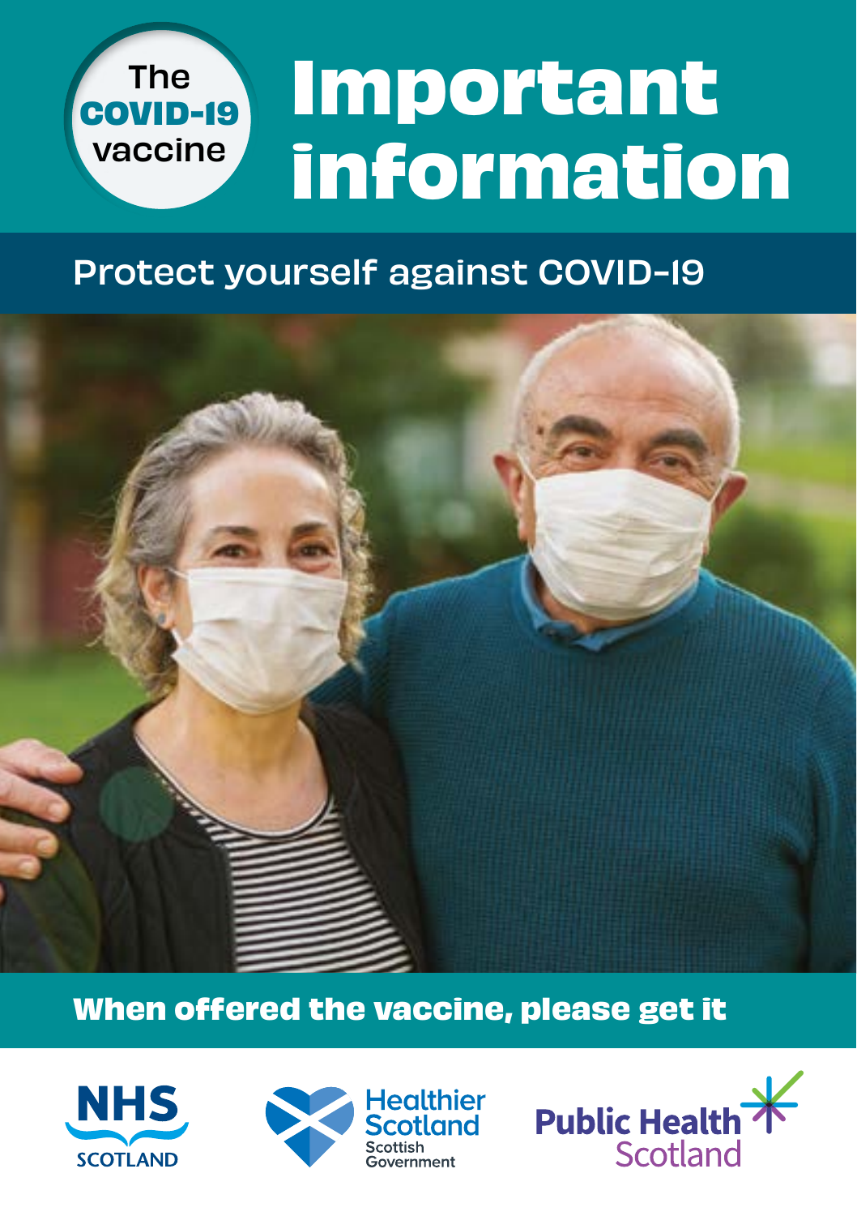The **COVID-19** vaccine

# Important information

## Protect yourself against COVID-19

**When offered the vaccine, please get it**

NHS SCOTLAND

Healthier Scotland
Scottish Government

Public Health Scotland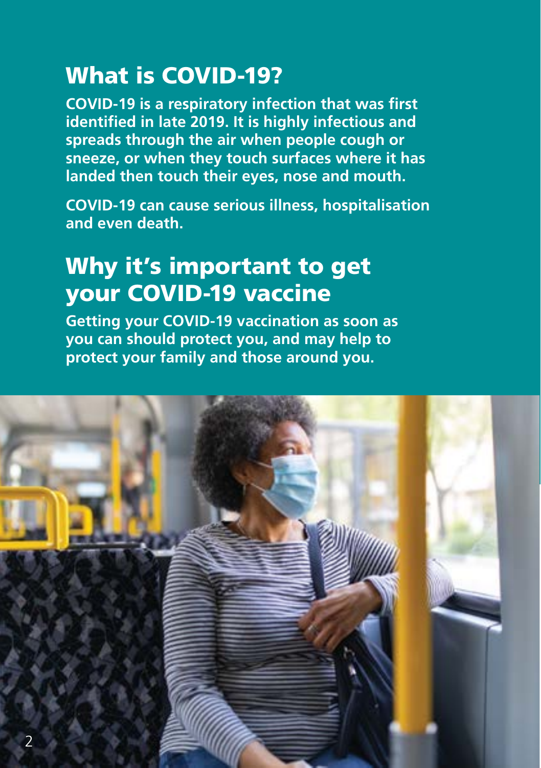## What is COVID-19?

**COVID-19 is a respiratory infection that was first identified in late 2019. It is highly infectious and spreads through the air when people cough or sneeze, or when they touch surfaces where it has landed then touch their eyes, nose and mouth.**

**COVID-19 can cause serious illness, hospitalisation and even death.**

## Why it's important to get your COVID-19 vaccine

**Getting your COVID-19 vaccination as soon as you can should protect you, and may help to protect your family and those around you.**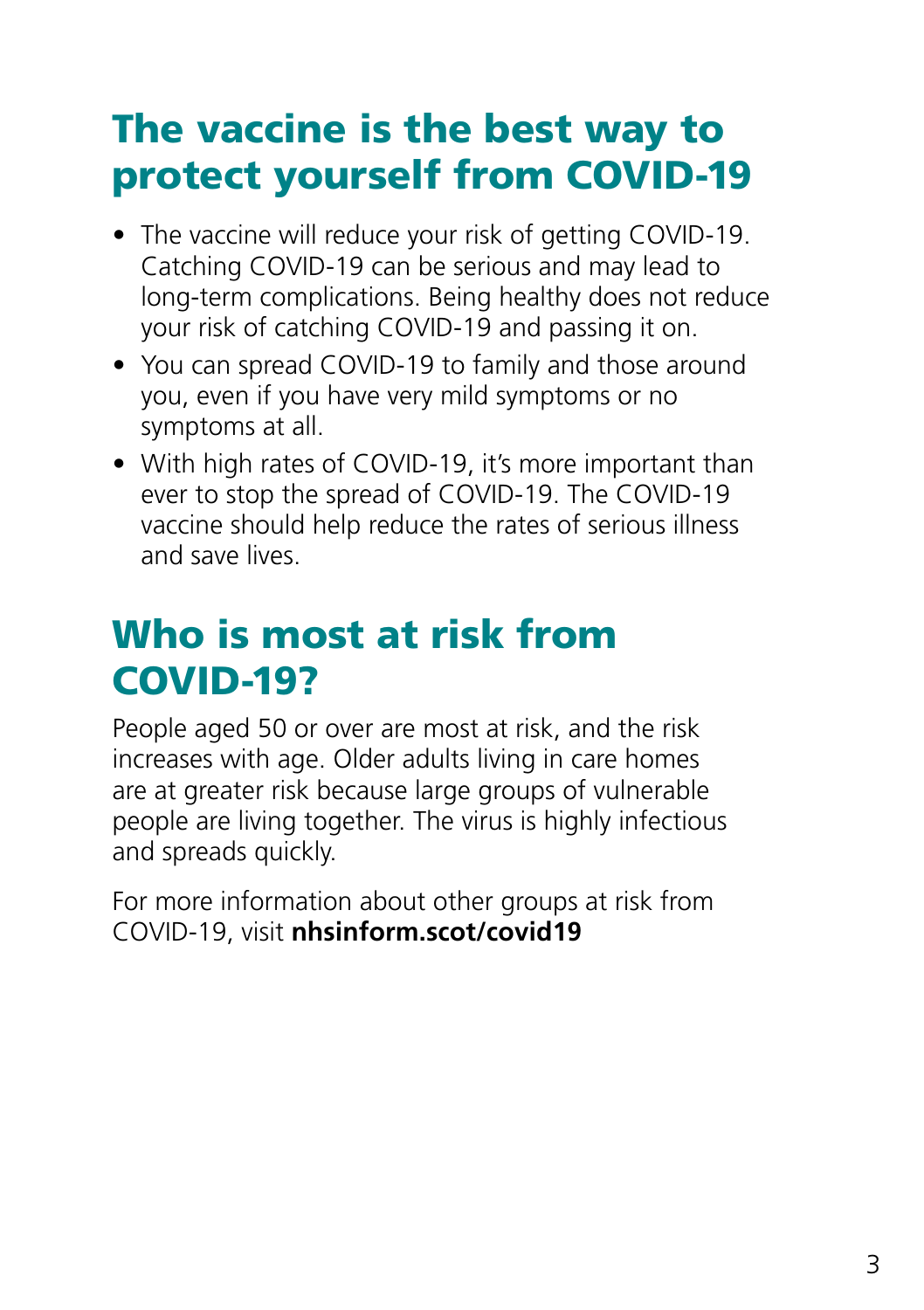## The vaccine is the best way to protect yourself from COVID-19

- The vaccine will reduce your risk of getting COVID-19. Catching COVID-19 can be serious and may lead to long-term complications. Being healthy does not reduce your risk of catching COVID-19 and passing it on.
- You can spread COVID-19 to family and those around you, even if you have very mild symptoms or no symptoms at all.
- With high rates of COVID-19, it's more important than ever to stop the spread of COVID-19. The COVID-19 vaccine should help reduce the rates of serious illness and save lives.

## Who is most at risk from COVID-19?

People aged 50 or over are most at risk, and the risk increases with age. Older adults living in care homes are at greater risk because large groups of vulnerable people are living together. The virus is highly infectious and spreads quickly.

For more information about other groups at risk from COVID-19, visit **nhsinform.scot/covid19**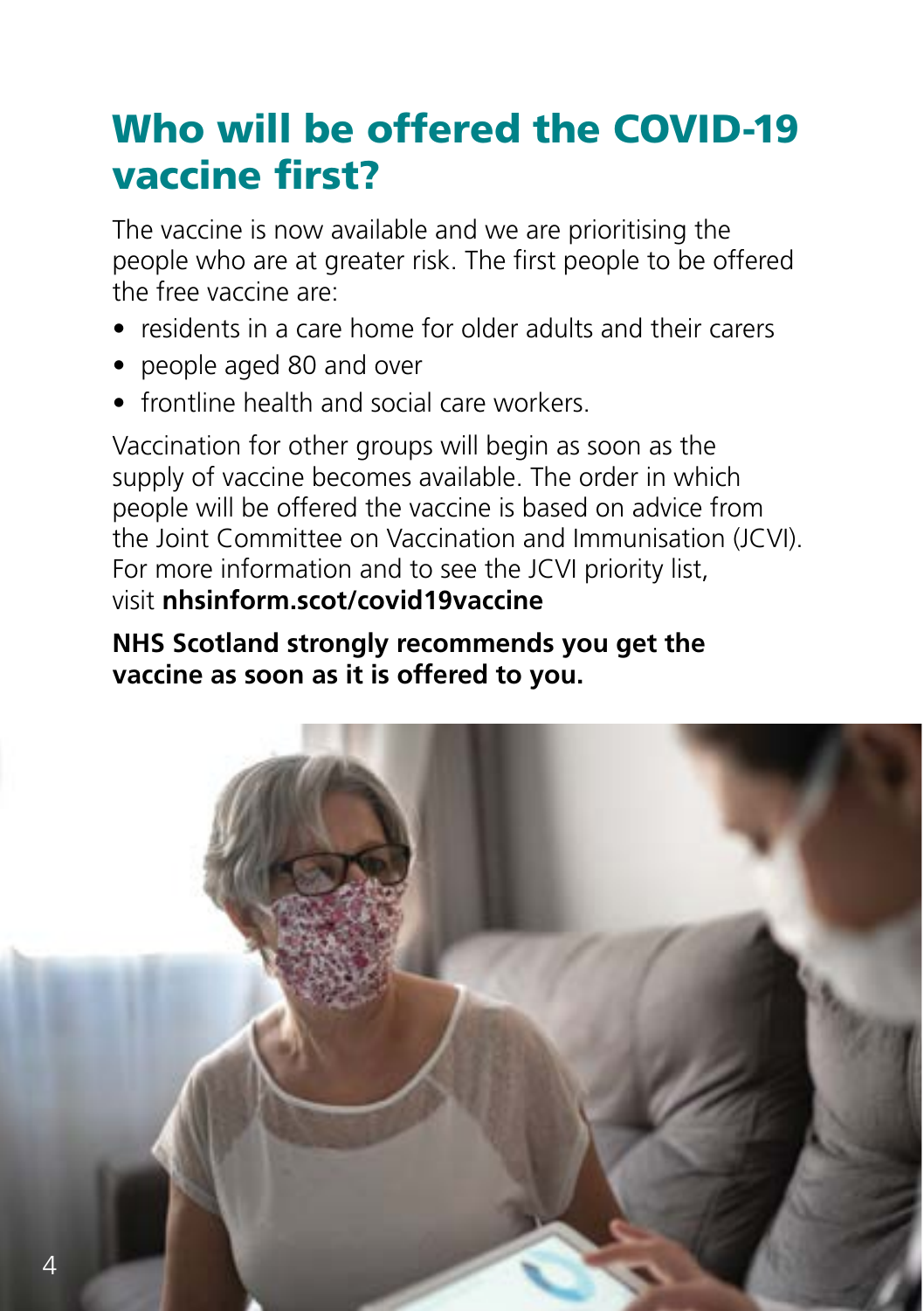# Who will be offered the COVID-19 vaccine first?

The vaccine is now available and we are prioritising the people who are at greater risk. The first people to be offered the free vaccine are:

- residents in a care home for older adults and their carers
- people aged 80 and over
- frontline health and social care workers.

Vaccination for other groups will begin as soon as the supply of vaccine becomes available. The order in which people will be offered the vaccine is based on advice from the Joint Committee on Vaccination and Immunisation (JCVI). For more information and to see the JCVI priority list, visit **nhsinform.scot/covid19vaccine**

**NHS Scotland strongly recommends you get the vaccine as soon as it is offered to you.**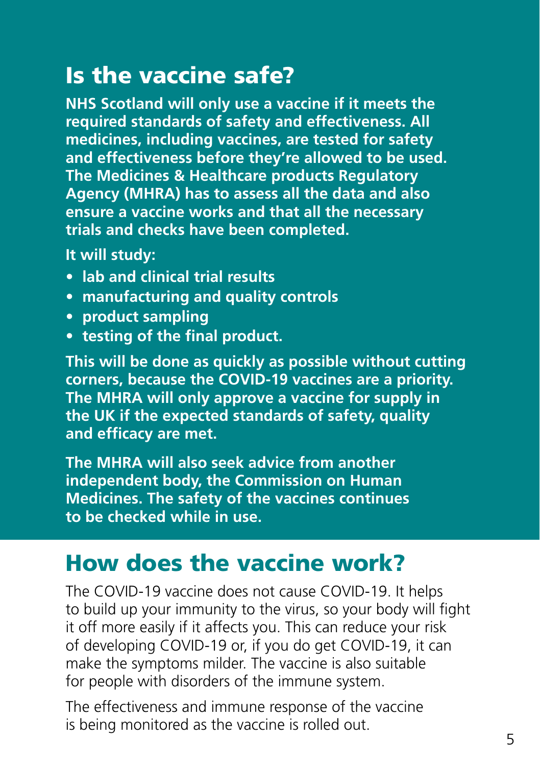## Is the vaccine safe?

**NHS Scotland will only use a vaccine if it meets the required standards of safety and effectiveness. All medicines, including vaccines, are tested for safety and effectiveness before they're allowed to be used. The Medicines & Healthcare products Regulatory Agency (MHRA) has to assess all the data and also ensure a vaccine works and that all the necessary trials and checks have been completed.**

**It will study:**

- **lab and clinical trial results**
- **manufacturing and quality controls**
- **product sampling**
- **testing of the final product.**

**This will be done as quickly as possible without cutting corners, because the COVID-19 vaccines are a priority. The MHRA will only approve a vaccine for supply in the UK if the expected standards of safety, quality and efficacy are met.**

**The MHRA will also seek advice from another independent body, the Commission on Human Medicines. The safety of the vaccines continues to be checked while in use.**

## How does the vaccine work?

The COVID-19 vaccine does not cause COVID-19. It helps to build up your immunity to the virus, so your body will fight it off more easily if it affects you. This can reduce your risk of developing COVID-19 or, if you do get COVID-19, it can make the symptoms milder. The vaccine is also suitable for people with disorders of the immune system.

The effectiveness and immune response of the vaccine is being monitored as the vaccine is rolled out.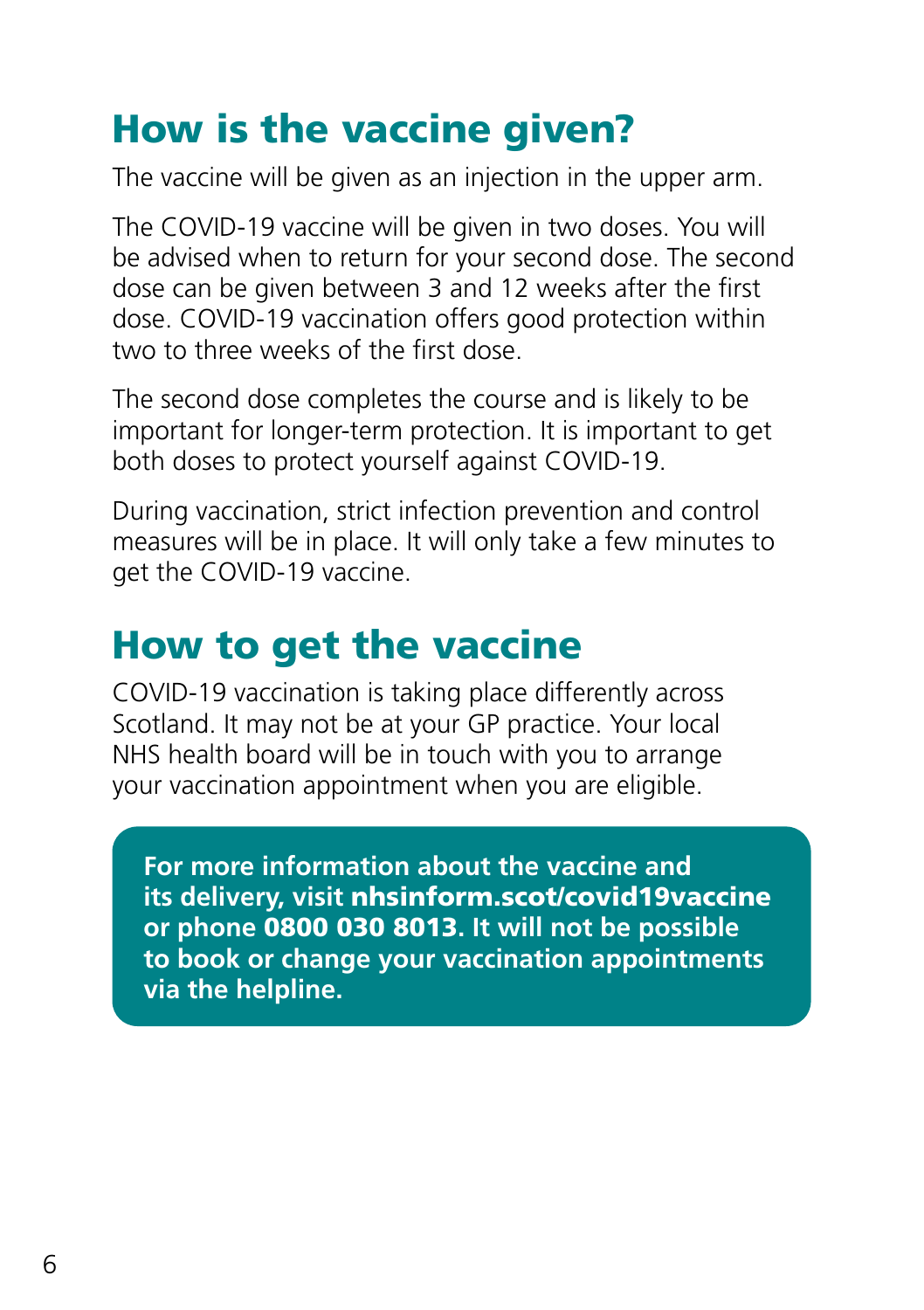## How is the vaccine given?

The vaccine will be given as an injection in the upper arm.

The COVID-19 vaccine will be given in two doses. You will be advised when to return for your second dose. The second dose can be given between 3 and 12 weeks after the first dose. COVID-19 vaccination offers good protection within two to three weeks of the first dose.

The second dose completes the course and is likely to be important for longer-term protection. It is important to get both doses to protect yourself against COVID-19.

During vaccination, strict infection prevention and control measures will be in place. It will only take a few minutes to get the COVID-19 vaccine.

## How to get the vaccine

COVID-19 vaccination is taking place differently across Scotland. It may not be at your GP practice. Your local NHS health board will be in touch with you to arrange your vaccination appointment when you are eligible.

**For more information about the vaccine and its delivery, visit nhsinform.scot/covid19vaccine or phone 0800 030 8013. It will not be possible to book or change your vaccination appointments via the helpline.**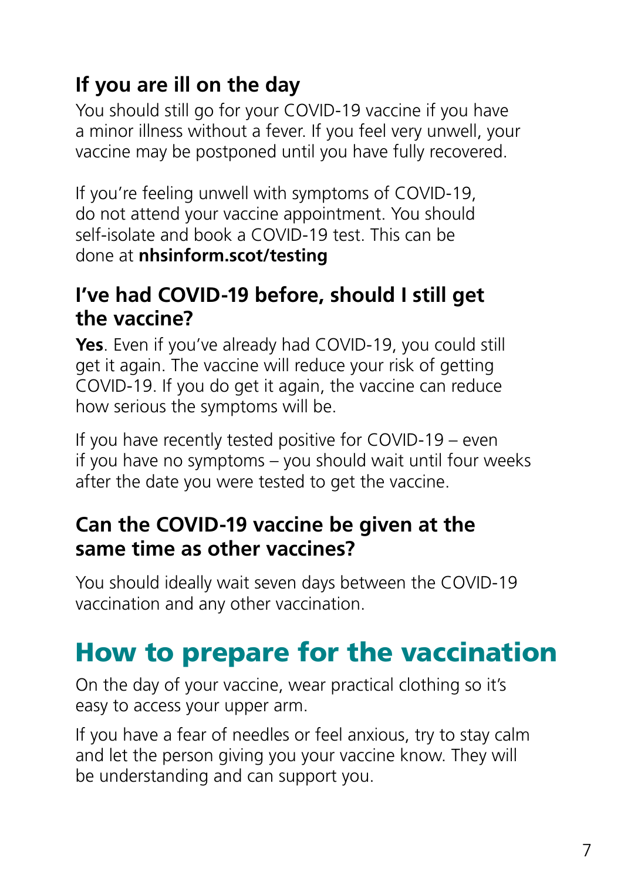### If you are ill on the day

You should still go for your COVID-19 vaccine if you have a minor illness without a fever. If you feel very unwell, your vaccine may be postponed until you have fully recovered.

If you're feeling unwell with symptoms of COVID-19, do not attend your vaccine appointment. You should self-isolate and book a COVID-19 test. This can be done at **nhsinform.scot/testing**

### I've had COVID-19 before, should I still get the vaccine?

**Yes**. Even if you've already had COVID-19, you could still get it again. The vaccine will reduce your risk of getting COVID-19. If you do get it again, the vaccine can reduce how serious the symptoms will be.

If you have recently tested positive for COVID-19 – even if you have no symptoms – you should wait until four weeks after the date you were tested to get the vaccine.

### Can the COVID-19 vaccine be given at the same time as other vaccines?

You should ideally wait seven days between the COVID-19 vaccination and any other vaccination.

## How to prepare for the vaccination

On the day of your vaccine, wear practical clothing so it's easy to access your upper arm.

If you have a fear of needles or feel anxious, try to stay calm and let the person giving you your vaccine know. They will be understanding and can support you.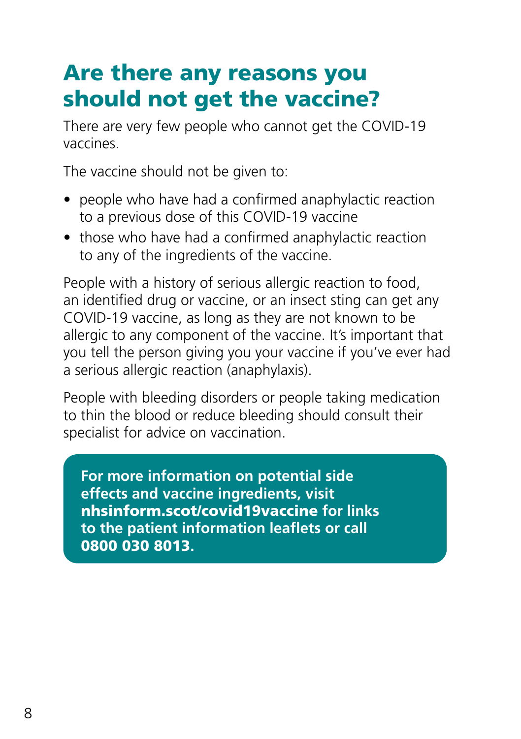# Are there any reasons you should not get the vaccine?

There are very few people who cannot get the COVID-19 vaccines.

The vaccine should not be given to:

- people who have had a confirmed anaphylactic reaction to a previous dose of this COVID-19 vaccine
- those who have had a confirmed anaphylactic reaction to any of the ingredients of the vaccine.

People with a history of serious allergic reaction to food, an identified drug or vaccine, or an insect sting can get any COVID-19 vaccine, as long as they are not known to be allergic to any component of the vaccine. It's important that you tell the person giving you your vaccine if you've ever had a serious allergic reaction (anaphylaxis).

People with bleeding disorders or people taking medication to thin the blood or reduce bleeding should consult their specialist for advice on vaccination.

**For more information on potential side effects and vaccine ingredients, visit nhsinform.scot/covid19vaccine for links to the patient information leaflets or call 0800 030 8013.**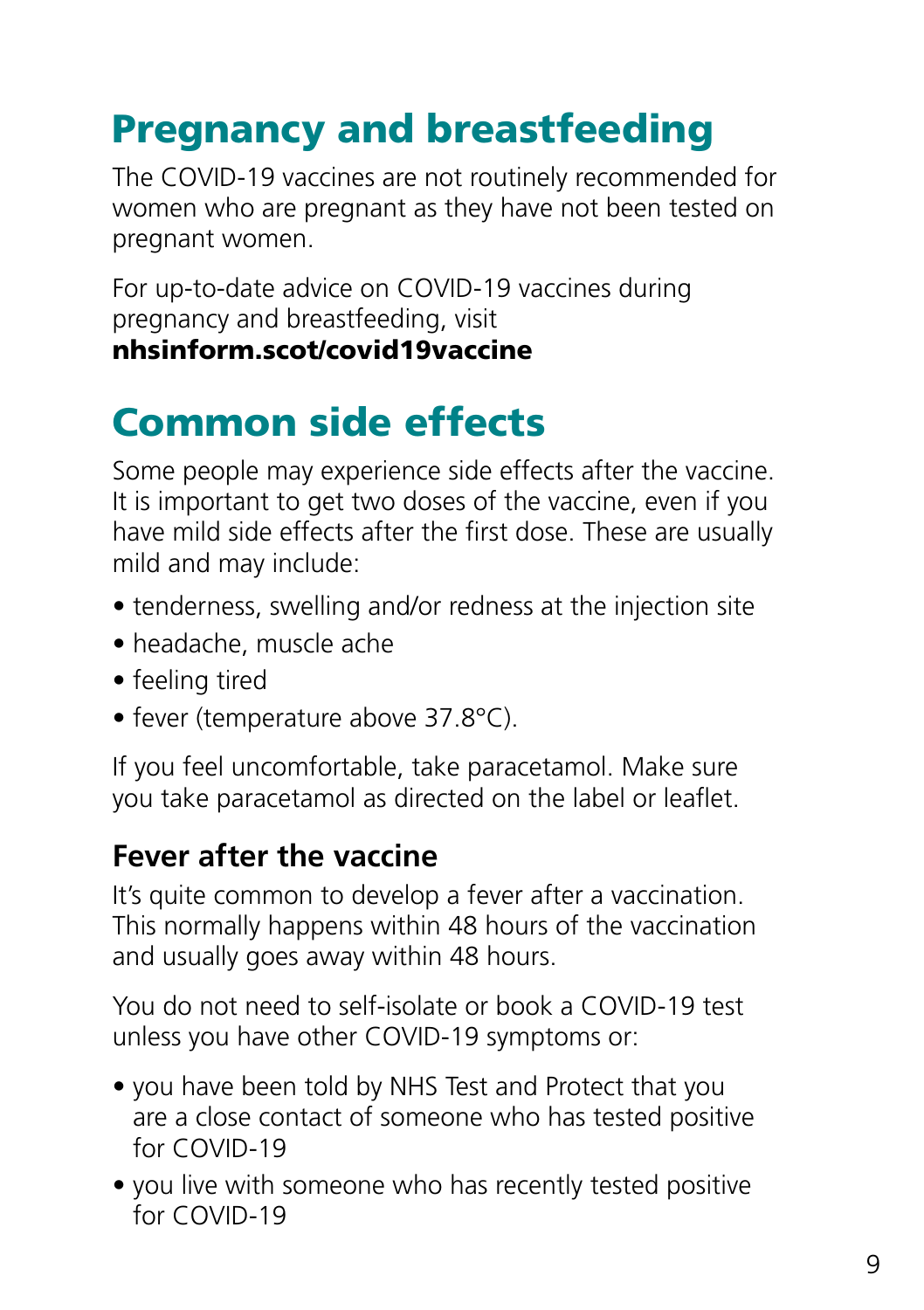## Pregnancy and breastfeeding

The COVID-19 vaccines are not routinely recommended for women who are pregnant as they have not been tested on pregnant women.

For up-to-date advice on COVID-19 vaccines during pregnancy and breastfeeding, visit **nhsinform.scot/covid19vaccine**

## Common side effects

Some people may experience side effects after the vaccine. It is important to get two doses of the vaccine, even if you have mild side effects after the first dose. These are usually mild and may include:

- tenderness, swelling and/or redness at the injection site
- headache, muscle ache
- feeling tired
- fever (temperature above 37.8°C).

If you feel uncomfortable, take paracetamol. Make sure you take paracetamol as directed on the label or leaflet.

### Fever after the vaccine

It's quite common to develop a fever after a vaccination. This normally happens within 48 hours of the vaccination and usually goes away within 48 hours.

You do not need to self-isolate or book a COVID-19 test unless you have other COVID-19 symptoms or:

- you have been told by NHS Test and Protect that you are a close contact of someone who has tested positive for COVID-19
- you live with someone who has recently tested positive for COVID-19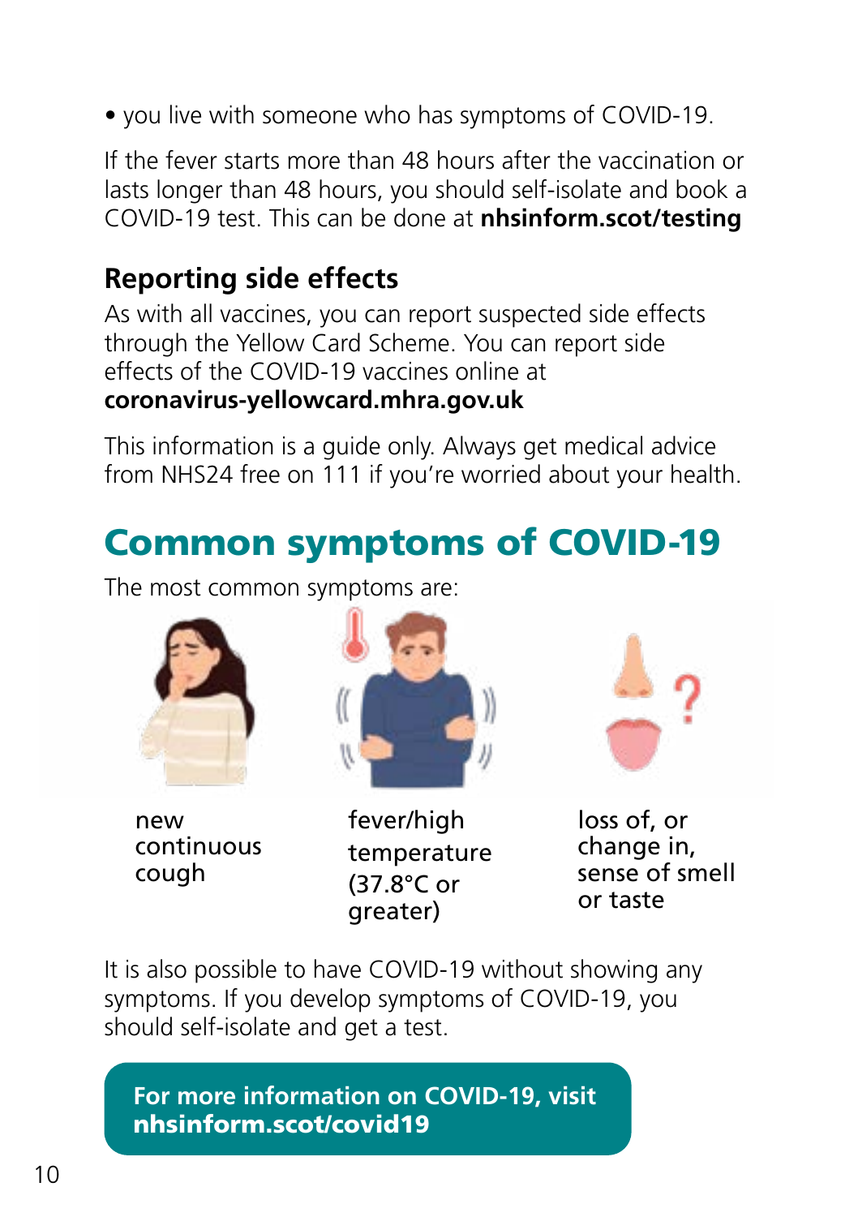- you live with someone who has symptoms of COVID-19.

If the fever starts more than 48 hours after the vaccination or lasts longer than 48 hours, you should self-isolate and book a COVID-19 test. This can be done at **nhsinform.scot/testing**

## Reporting side effects

As with all vaccines, you can report suspected side effects through the Yellow Card Scheme. You can report side effects of the COVID-19 vaccines online at **coronavirus-yellowcard.mhra.gov.uk**

This information is a guide only. Always get medical advice from NHS24 free on 111 if you're worried about your health.

# Common symptoms of COVID-19

The most common symptoms are:

- new continuous cough
- fever/high temperature (37.8°C or greater)
- loss of, or change in, sense of smell or taste

It is also possible to have COVID-19 without showing any symptoms. If you develop symptoms of COVID-19, you should self-isolate and get a test.

**For more information on COVID-19, visit nhsinform.scot/covid19**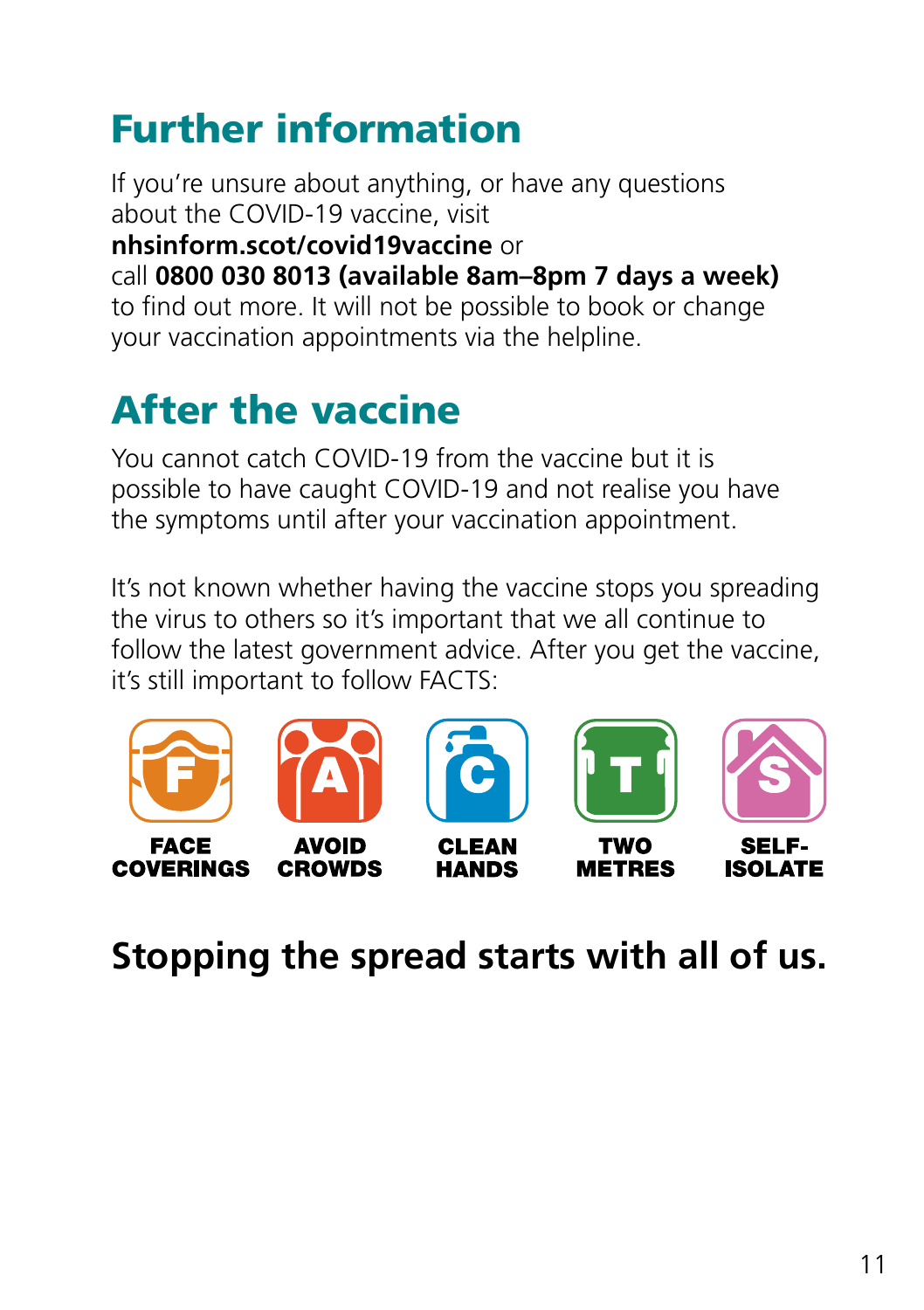## Further information

If you're unsure about anything, or have any questions about the COVID-19 vaccine, visit **nhsinform.scot/covid19vaccine** or call **0800 030 8013 (available 8am–8pm 7 days a week)** to find out more. It will not be possible to book or change your vaccination appointments via the helpline.

## After the vaccine

You cannot catch COVID-19 from the vaccine but it is possible to have caught COVID-19 and not realise you have the symptoms until after your vaccination appointment.

It's not known whether having the vaccine stops you spreading the virus to others so it's important that we all continue to follow the latest government advice. After you get the vaccine, it's still important to follow FACTS:

- **FACE COVERINGS**
- **AVOID CROWDS**
- **CLEAN HANDS**
- **TWO METRES**
- **SELF-ISOLATE**

**Stopping the spread starts with all of us.**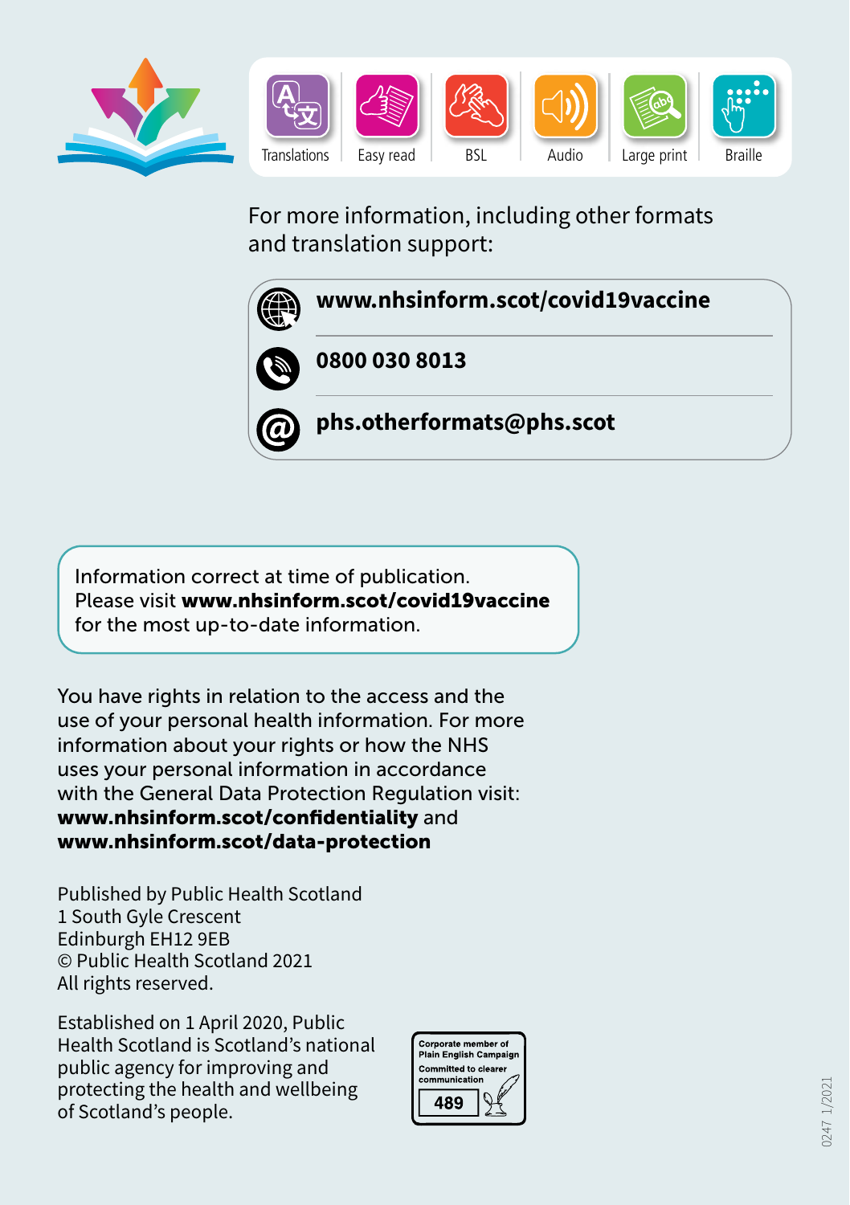Translations | Easy read | BSL | Audio | Large print | Braille

For more information, including other formats and translation support:

**www.nhsinform.scot/covid19vaccine**

**0800 030 8013**

**phs.otherformats@phs.scot**

Information correct at time of publication.
Please visit **www.nhsinform.scot/covid19vaccine** for the most up-to-date information.

You have rights in relation to the access and the use of your personal health information. For more information about your rights or how the NHS uses your personal information in accordance with the General Data Protection Regulation visit: **www.nhsinform.scot/confidentiality** and **www.nhsinform.scot/data-protection**

Published by Public Health Scotland
1 South Gyle Crescent
Edinburgh EH12 9EB
© Public Health Scotland 2021
All rights reserved.

Established on 1 April 2020, Public Health Scotland is Scotland's national public agency for improving and protecting the health and wellbeing of Scotland's people.

Corporate member of Plain English Campaign
Committed to clearer communication
489

0247 1/2021